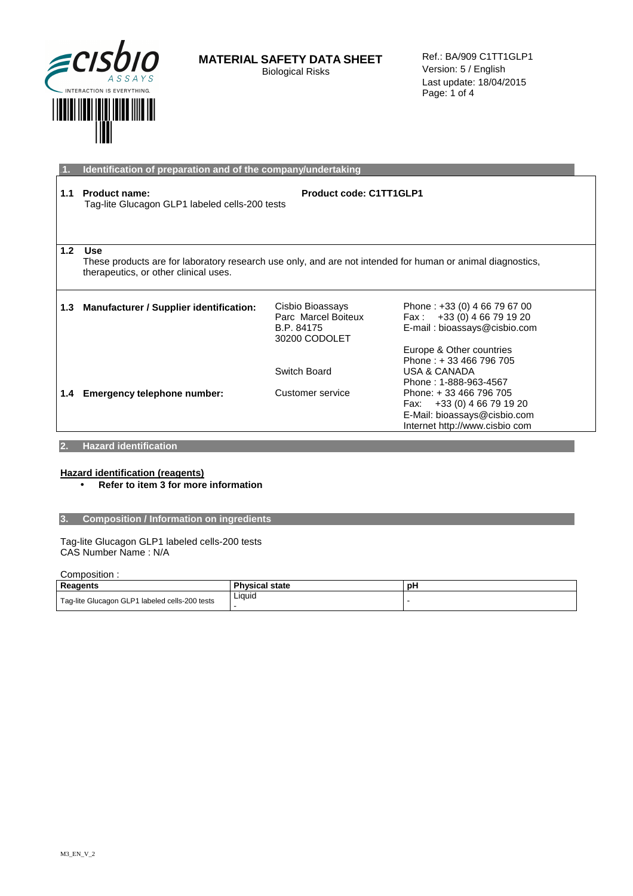# MATERIAL SAFETY DATA SHEET

Biological Risks

Ref.: BA/909 C1TT1GLP1
Version: 5 / English
Last update: 18/04/2015

## 1. Identification of preparation and of the company/undertaking

**1.1 Product name:** Tag-lite Glucagon GLP1 labeled cells-200 tests

**Product code: C1TT1GLP1**

**1.2 Use**
These products are for laboratory research use only, and are not intended for human or animal diagnostics, therapeutics, or other clinical uses.

**1.3 Manufacturer / Supplier identification:**

Cisbio Bioassays
Parc Marcel Boiteux
B.P. 84175
30200 CODOLET

Phone : +33 (0) 4 66 79 67 00
Fax : +33 (0) 4 66 79 19 20
E-mail : bioassays@cisbio.com

Switch Board

Europe & Other countries
Phone : + 33 466 796 705
USA & CANADA
Phone : 1-888-963-4567

**1.4 Emergency telephone number:**

Customer service

Phone: + 33 466 796 705
Fax: +33 (0) 4 66 79 19 20
E-Mail: bioassays@cisbio.com
Internet http://www.cisbio com

## 2. Hazard identification

**Hazard identification (reagents)**

- **Refer to item 3 for more information**

## 3. Composition / Information on ingredients

Tag-lite Glucagon GLP1 labeled cells-200 tests
CAS Number Name : N/A

Composition :

| Reagents | Physical state | pH |
|---|---|---|
| Tag-lite Glucagon GLP1 labeled cells-200 tests | Liquid<br>- | - |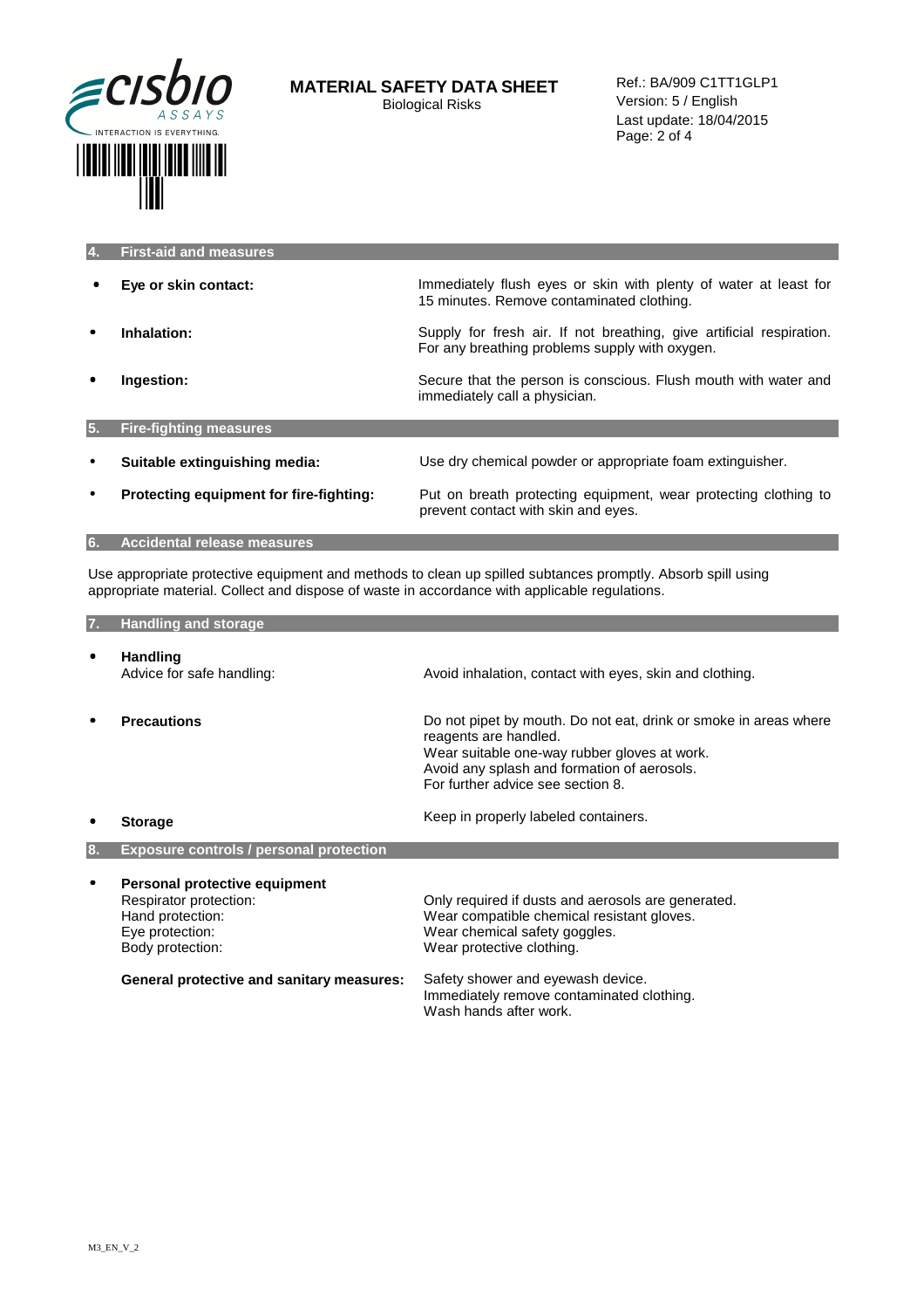## 4. First-aid and measures

- **Eye or skin contact:** Immediately flush eyes or skin with plenty of water at least for 15 minutes. Remove contaminated clothing.
- **Inhalation:** Supply for fresh air. If not breathing, give artificial respiration. For any breathing problems supply with oxygen.
- **Ingestion:** Secure that the person is conscious. Flush mouth with water and immediately call a physician.

## 5. Fire-fighting measures

- **Suitable extinguishing media:** Use dry chemical powder or appropriate foam extinguisher.
- **Protecting equipment for fire-fighting:** Put on breath protecting equipment, wear protecting clothing to prevent contact with skin and eyes.

## 6. Accidental release measures

Use appropriate protective equipment and methods to clean up spilled subtances promptly. Absorb spill using appropriate material. Collect and dispose of waste in accordance with applicable regulations.

## 7. Handling and storage

- **Handling**
  Advice for safe handling: Avoid inhalation, contact with eyes, skin and clothing.
- **Precautions**
  Do not pipet by mouth. Do not eat, drink or smoke in areas where reagents are handled.
  Wear suitable one-way rubber gloves at work.
  Avoid any splash and formation of aerosols.
  For further advice see section 8.
- **Storage**
  Keep in properly labeled containers.

## 8. Exposure controls / personal protection

- **Personal protective equipment**
  Respirator protection: Only required if dusts and aerosols are generated.
  Hand protection: Wear compatible chemical resistant gloves.
  Eye protection: Wear chemical safety goggles.
  Body protection: Wear protective clothing.

  **General protective and sanitary measures:** Safety shower and eyewash device.
  Immediately remove contaminated clothing.
  Wash hands after work.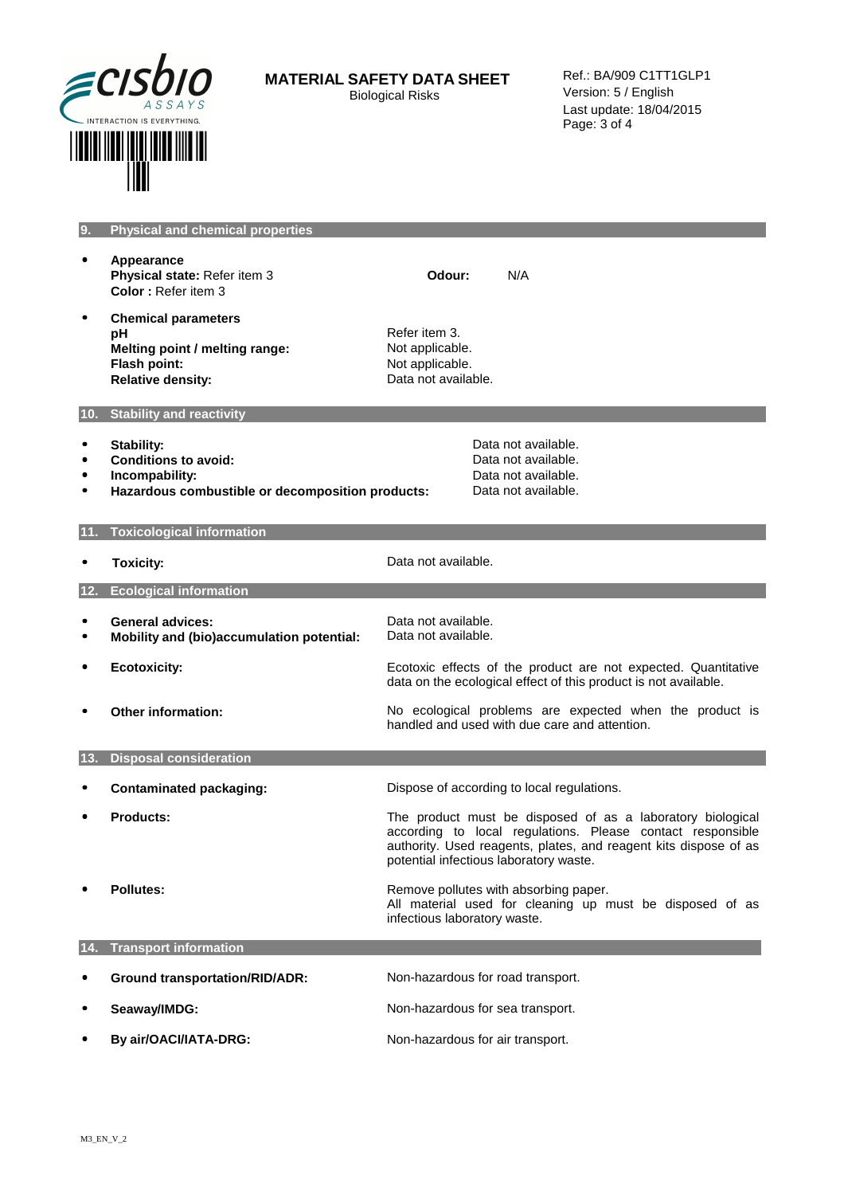## 9. Physical and chemical properties

- **Appearance**
  **Physical state:** Refer item 3
  **Color :** Refer item 3
  **Odour:** N/A

- **Chemical parameters**

| | |
|---|---|
| **pH** | Refer item 3. |
| **Melting point / melting range:** | Not applicable. |
| **Flash point:** | Not applicable. |
| **Relative density:** | Data not available. |

## 10. Stability and reactivity

- **Stability:** Data not available.
- **Conditions to avoid:** Data not available.
- **Incompability:** Data not available.
- **Hazardous combustible or decomposition products:** Data not available.

## 11. Toxicological information

- **Toxicity:** Data not available.

## 12. Ecological information

- **General advices:** Data not available.
- **Mobility and (bio)accumulation potential:** Data not available.
- **Ecotoxicity:** Ecotoxic effects of the product are not expected. Quantitative data on the ecological effect of this product is not available.
- **Other information:** No ecological problems are expected when the product is handled and used with due care and attention.

## 13. Disposal consideration

- **Contaminated packaging:** Dispose of according to local regulations.
- **Products:** The product must be disposed of as a laboratory biological according to local regulations. Please contact responsible authority. Used reagents, plates, and reagent kits dispose of as potential infectious laboratory waste.
- **Pollutes:** Remove pollutes with absorbing paper.
  All material used for cleaning up must be disposed of as infectious laboratory waste.

## 14. Transport information

- **Ground transportation/RID/ADR:** Non-hazardous for road transport.
- **Seaway/IMDG:** Non-hazardous for sea transport.
- **By air/OACI/IATA-DRG:** Non-hazardous for air transport.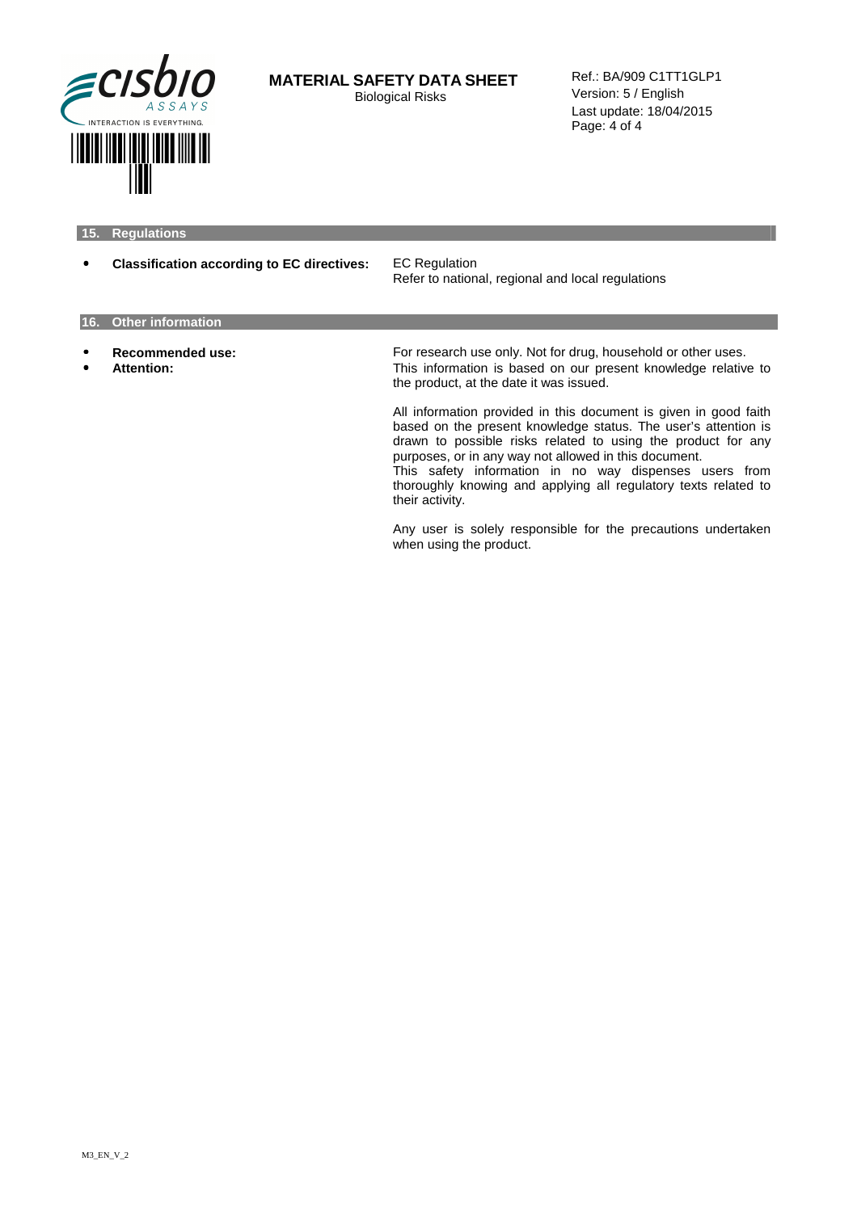## 15. Regulations

- **Classification according to EC directives:** EC Regulation
  Refer to national, regional and local regulations

## 16. Other information

- **Recommended use:** For research use only. Not for drug, household or other uses.
- **Attention:** This information is based on our present knowledge relative to the product, at the date it was issued.

All information provided in this document is given in good faith based on the present knowledge status. The user's attention is drawn to possible risks related to using the product for any purposes, or in any way not allowed in this document.
This safety information in no way dispenses users from thoroughly knowing and applying all regulatory texts related to their activity.

Any user is solely responsible for the precautions undertaken when using the product.